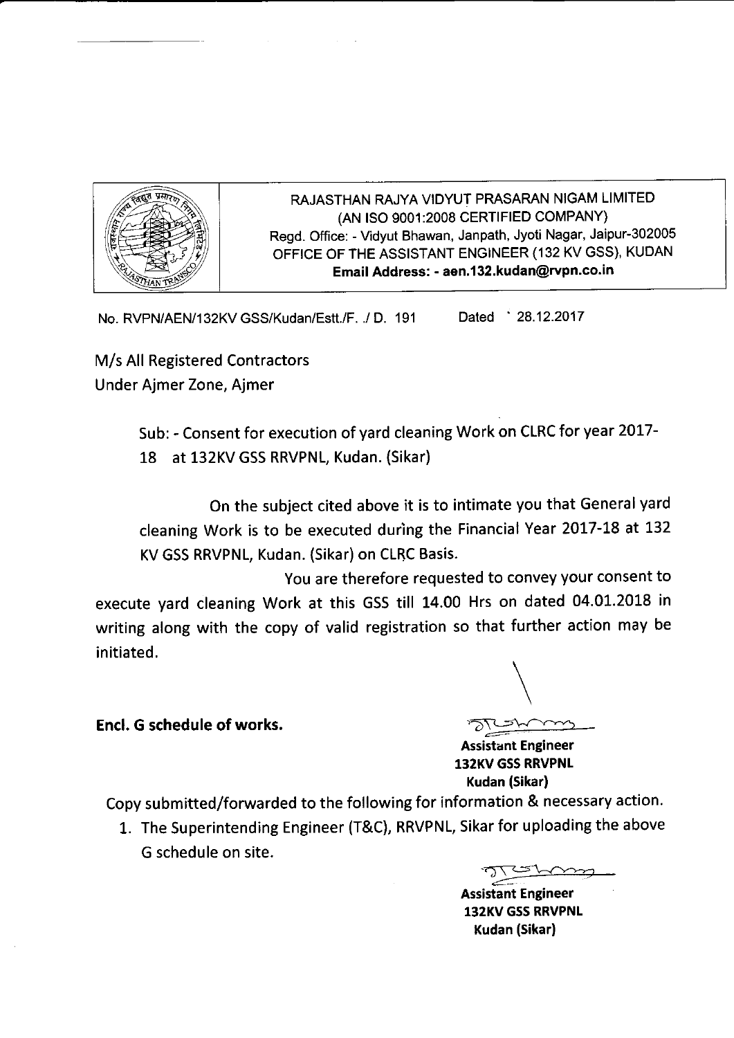RAJASTHAN RAJYA VIDYUT PRASARAN NIGAM LIMITED
(AN ISO 9001:2008 CERTIFIED COMPANY)
Regd. Office: - Vidyut Bhawan, Janpath, Jyoti Nagar, Jaipur-302005
OFFICE OF THE ASSISTANT ENGINEER (132 KV GSS), KUDAN
**Email Address: - aen.132.kudan@rvpn.co.in**

No. RVPN/AEN/132KV GSS/Kudan/Estt./F. ./ D. 191 Dated 28.12.2017

M/s All Registered Contractors
Under Ajmer Zone, Ajmer

Sub: - Consent for execution of yard cleaning Work on CLRC for year 2017-18 at 132KV GSS RRVPNL, Kudan. (Sikar)

On the subject cited above it is to intimate you that General yard cleaning Work is to be executed during the Financial Year 2017-18 at 132 KV GSS RRVPNL, Kudan. (Sikar) on CLRC Basis.

You are therefore requested to convey your consent to execute yard cleaning Work at this GSS till 14.00 Hrs on dated 04.01.2018 in writing along with the copy of valid registration so that further action may be initiated.

**Encl. G schedule of works.**

**Assistant Engineer**
**132KV GSS RRVPNL**
**Kudan (Sikar)**

Copy submitted/forwarded to the following for information & necessary action.

1. The Superintending Engineer (T&C), RRVPNL, Sikar for uploading the above G schedule on site.

**Assistant Engineer**
**132KV GSS RRVPNL**
**Kudan (Sikar)**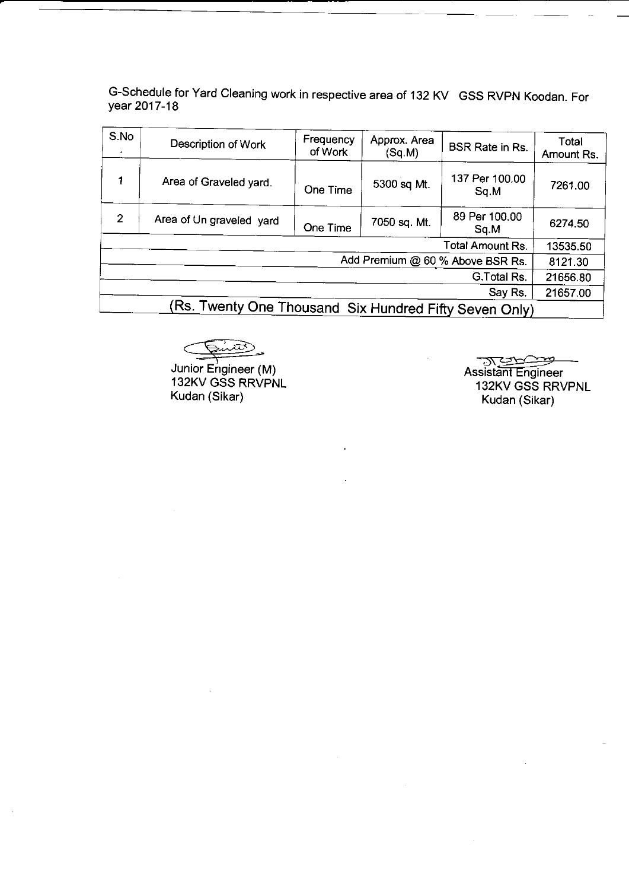G-Schedule for Yard Cleaning work in respective area of 132 KV GSS RVPN Koodan. For year 2017-18

| S.No. | Description of Work | Frequency of Work | Approx. Area (Sq.M) | BSR Rate in Rs. | Total Amount Rs. |
|---|---|---|---|---|---|
| 1 | Area of Graveled yard. | One Time | 5300 sq Mt. | 137 Per 100.00 Sq.M | 7261.00 |
| 2 | Area of Un graveled yard | One Time | 7050 sq. Mt. | 89 Per 100.00 Sq.M | 6274.50 |
| | | | | Total Amount Rs. | 13535.50 |
| | | | | Add Premium @ 60 % Above BSR Rs. | 8121.30 |
| | | | | G.Total Rs. | 21656.80 |
| | | | | Say Rs. | 21657.00 |
| (Rs. Twenty One Thousand Six Hundred Fifty Seven Only) | | | | | |

Junior Engineer (M)
132KV GSS RRVPNL
Kudan (Sikar)

Assistant Engineer
132KV GSS RRVPNL
Kudan (Sikar)